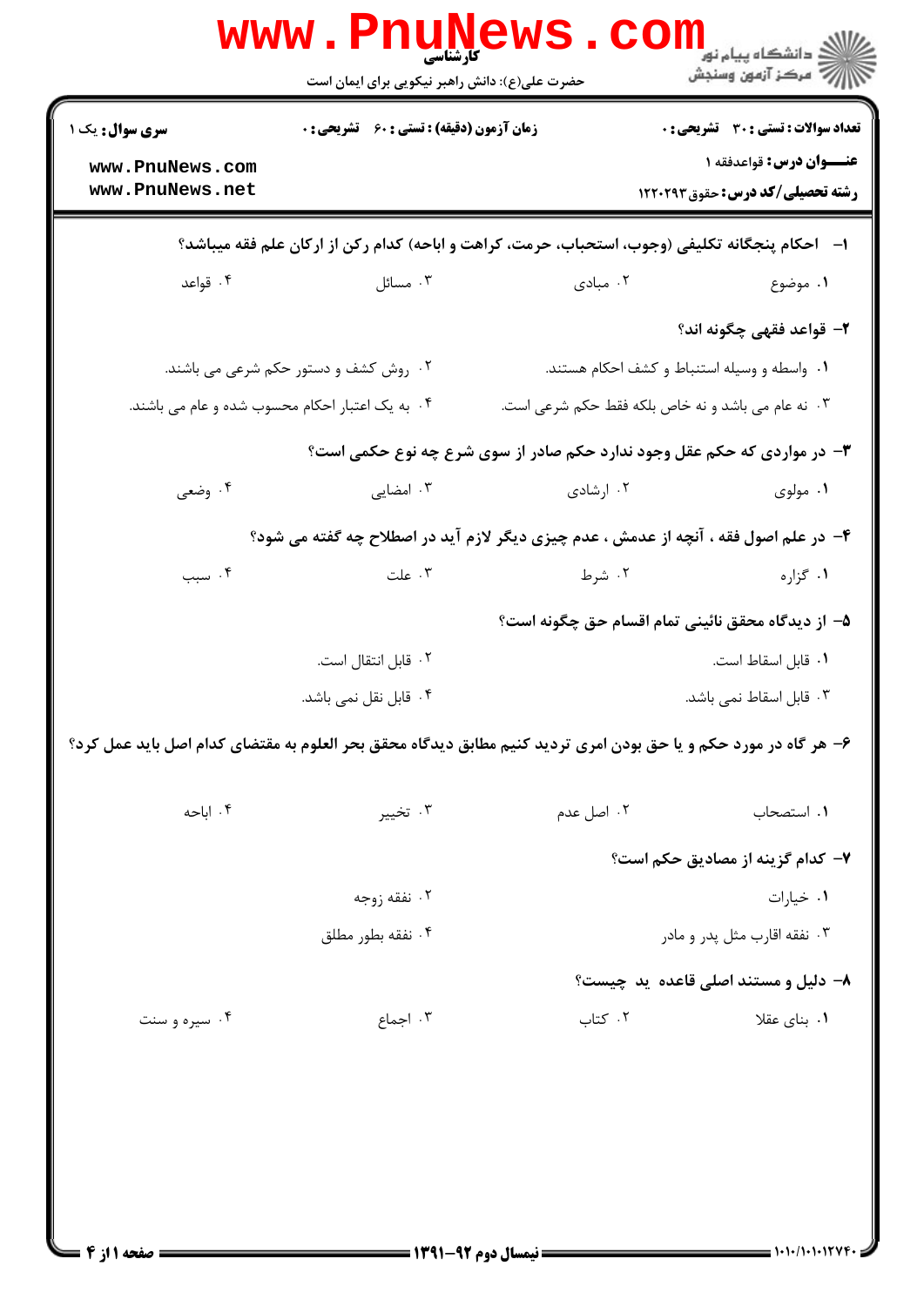کارشناسی

حضرت علی(ع): دانش راهبر نیکویی برای ایمان است

**سری سوال:** یک ۱

**زمان آزمون (دقیقه) : تستی : ۶۰ تشریحی : ۰**

**تعداد سوالات : تستی : ۳۰ تشریحی : ۰**

**عنـــوان درس:** قواعدفقه ۱

**رشته تحصیلی/کد درس:** حقوق ۱۲۲۰۲۹۳

**۱- احکام پنجگانه تکلیفی (وجوب، استحباب، حرمت، کراهت و اباحه) کدام رکن از ارکان علم فقه میباشد؟**

۱. موضوع
۲. مبادی
۳. مسائل
۴. قواعد

**۲- قواعد فقهی چگونه اند؟**

۱. واسطه و وسیله استنباط و کشف احکام هستند.
۲. روش کشف و دستور حکم شرعی می باشند.
۳. نه عام می باشد و نه خاص بلکه فقط حکم شرعی است.
۴. به یک اعتبار احکام محسوب شده و عام می باشند.

**۳- در مواردی که حکم عقل وجود ندارد حکم صادر از سوی شرع چه نوع حکمی است؟**

۱. مولوی
۲. ارشادی
۳. امضایی
۴. وضعی

**۴- در علم اصول فقه ، آنچه از عدمش ، عدم چیزی دیگر لازم آید در اصطلاح چه گفته می شود؟**

۱. گزاره
۲. شرط
۳. علت
۴. سبب

**۵- از دیدگاه محقق نائینی تمام اقسام حق چگونه است؟**

۱. قابل اسقاط است.
۲. قابل انتقال است.
۳. قابل اسقاط نمی باشد.
۴. قابل نقل نمی باشد.

**۶- هر گاه در مورد حکم و یا حق بودن امری تردید کنیم مطابق دیدگاه محقق بحر العلوم به مقتضای کدام اصل باید عمل کرد؟**

۱. استصحاب
۲. اصل عدم
۳. تخییر
۴. اباحه

**۷- کدام گزینه از مصادیق حکم است؟**

۱. خیارات
۲. نفقه زوجه
۳. نفقه اقارب مثل پدر و مادر
۴. نفقه بطور مطلق

**۸- دلیل و مستند اصلی قاعده ید چیست؟**

۱. بنای عقلا
۲. کتاب
۳. اجماع
۴. سیره و سنت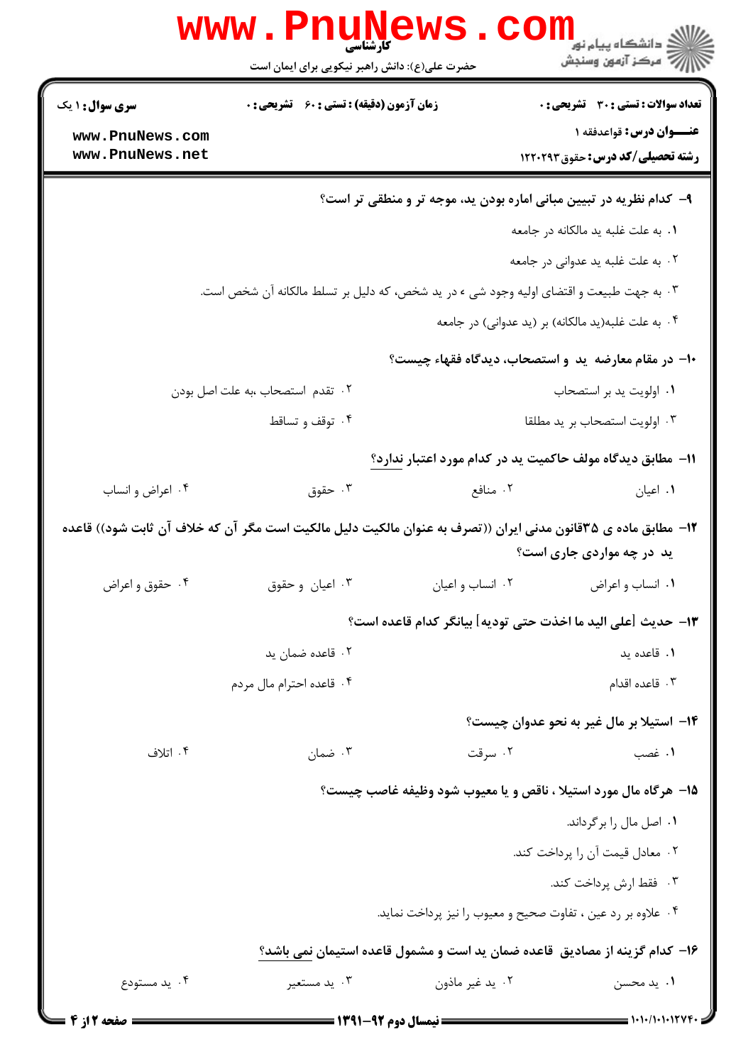۹- کدام نظریه در تبیین مبانی اماره بودن ید، موجه تر و منطقی تر است؟

۱. به علت غلبه ید مالکانه در جامعه

۲. به علت غلبه ید عدوانی در جامعه

۳. به جهت طبیعت و اقتضای اولیه وجود شیء در ید شخص، که دلیل بر تسلط مالکانه آن شخص است.

۴. به علت غلبه(ید مالکانه) بر (ید عدوانی) در جامعه

۱۰- در مقام معارضه ید و استصحاب، دیدگاه فقهاء چیست؟

۱. اولویت ید بر استصحاب

۲. تقدم استصحاب ،به علت اصل بودن

۳. اولویت استصحاب بر ید مطلقا

۴. توقف و تساقط

۱۱- مطابق دیدگاه مولف حاکمیت ید در کدام مورد اعتبار ندارد؟

۱. اعیان

۲. منافع

۳. حقوق

۴. اعراض و انساب

۱۲- مطابق ماده ی ۳۵قانون مدنی ایران ((تصرف به عنوان مالکیت دلیل مالکیت است مگر آن که خلاف آن ثابت شود)) قاعده ید در چه مواردی جاری است؟

۱. انساب و اعراض

۲. انساب و اعیان

۳. اعیان و حقوق

۴. حقوق و اعراض

۱۳- حدیث [علی الید ما اخذت حتی تودیه] بیانگر کدام قاعده است؟

۱. قاعده ید

۲. قاعده ضمان ید

۳. قاعده اقدام

۴. قاعده احترام مال مردم

۱۴- استیلا بر مال غیر به نحو عدوان چیست؟

۱. غصب

۲. سرقت

۳. ضمان

۴. اتلاف

۱۵- هرگاه مال مورد استیلا ، ناقص و یا معیوب شود وظیفه غاصب چیست؟

۱. اصل مال را برگرداند.

۲. معادل قیمت آن را پرداخت کند.

۳. فقط ارش پرداخت کند.

۴. علاوه بر رد عین ، تفاوت صحیح و معیوب را نیز پرداخت نماید.

۱۶- کدام گزینه از مصادیق قاعده ضمان ید است و مشمول قاعده استیمان نمی باشد؟

۱. ید محسن

۲. ید غیر ماذون

۳. ید مستعیر

۴. ید مستودع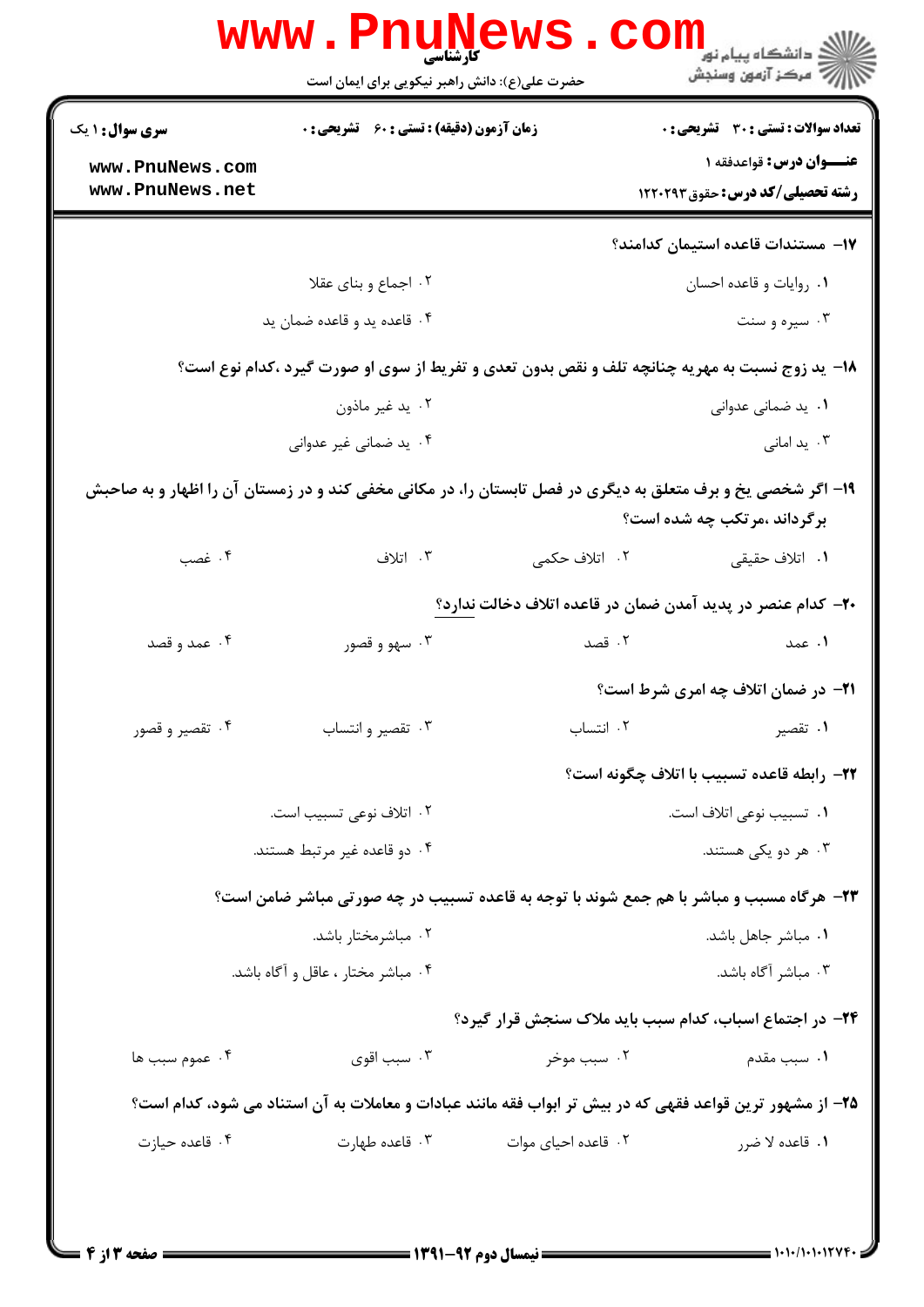**سری سوال:** ۱ یک

**زمان آزمون (دقیقه) : تستی :** ۶۰ **تشریحی :** ۰

**تعداد سوالات : تستی :** ۳۰ **تشریحی :** ۰

**عنـــوان درس:** قواعدفقه ۱

**رشته تحصیلی/کد درس:** حقوق ۱۲۲۰۲۹۳

**۱۷- مستندات قاعده استیمان کدامند؟**

۱. روایات و قاعده احسان

۲. اجماع و بنای عقلا

۳. سیره و سنت

۴. قاعده ید و قاعده ضمان ید

**۱۸- ید زوج نسبت به مهریه چنانچه تلف و نقص بدون تعدی و تفریط از سوی او صورت گیرد ،کدام نوع است؟**

۱. ید ضمانی عدوانی

۲. ید غیر ماذون

۳. ید امانی

۴. ید ضمانی غیر عدوانی

**۱۹- اگر شخصی یخ و برف متعلق به دیگری در فصل تابستان را، در مکانی مخفی کند و در زمستان آن را اظهار و به صاحبش برگرداند ،مرتکب چه شده است؟**

۱. اتلاف حقیقی

۲. اتلاف حکمی

۳. اتلاف

۴. غصب

**۲۰- کدام عنصر در پدید آمدن ضمان در قاعده اتلاف دخالت ندارد؟**

۱. عمد

۲. قصد

۳. سهو و قصور

۴. عمد و قصد

**۲۱- در ضمان اتلاف چه امری شرط است؟**

۱. تقصیر

۲. انتساب

۳. تقصیر و انتساب

۴. تقصیر و قصور

**۲۲- رابطه قاعده تسبیب با اتلاف چگونه است؟**

۱. تسبیب نوعی اتلاف است.

۲. اتلاف نوعی تسبیب است.

۳. هر دو یکی هستند.

۴. دو قاعده غیر مرتبط هستند.

**۲۳- هرگاه مسبب و مباشر با هم جمع شوند با توجه به قاعده تسبیب در چه صورتی مباشر ضامن است؟**

۱. مباشر جاهل باشد.

۲. مباشرمختار باشد.

۳. مباشر آگاه باشد.

۴. مباشر مختار ، عاقل و آگاه باشد.

**۲۴- در اجتماع اسباب، کدام سبب باید ملاک سنجش قرار گیرد؟**

۱. سبب مقدم

۲. سبب موخر

۳. سبب اقوی

۴. عموم سبب ها

**۲۵- از مشهور ترین قواعد فقهی که در بیش تر ابواب فقه مانند عبادات و معاملات به آن استناد می شود، کدام است؟**

۱. قاعده لا ضرر

۲. قاعده احیای موات

۳. قاعده طهارت

۴. قاعده حیازت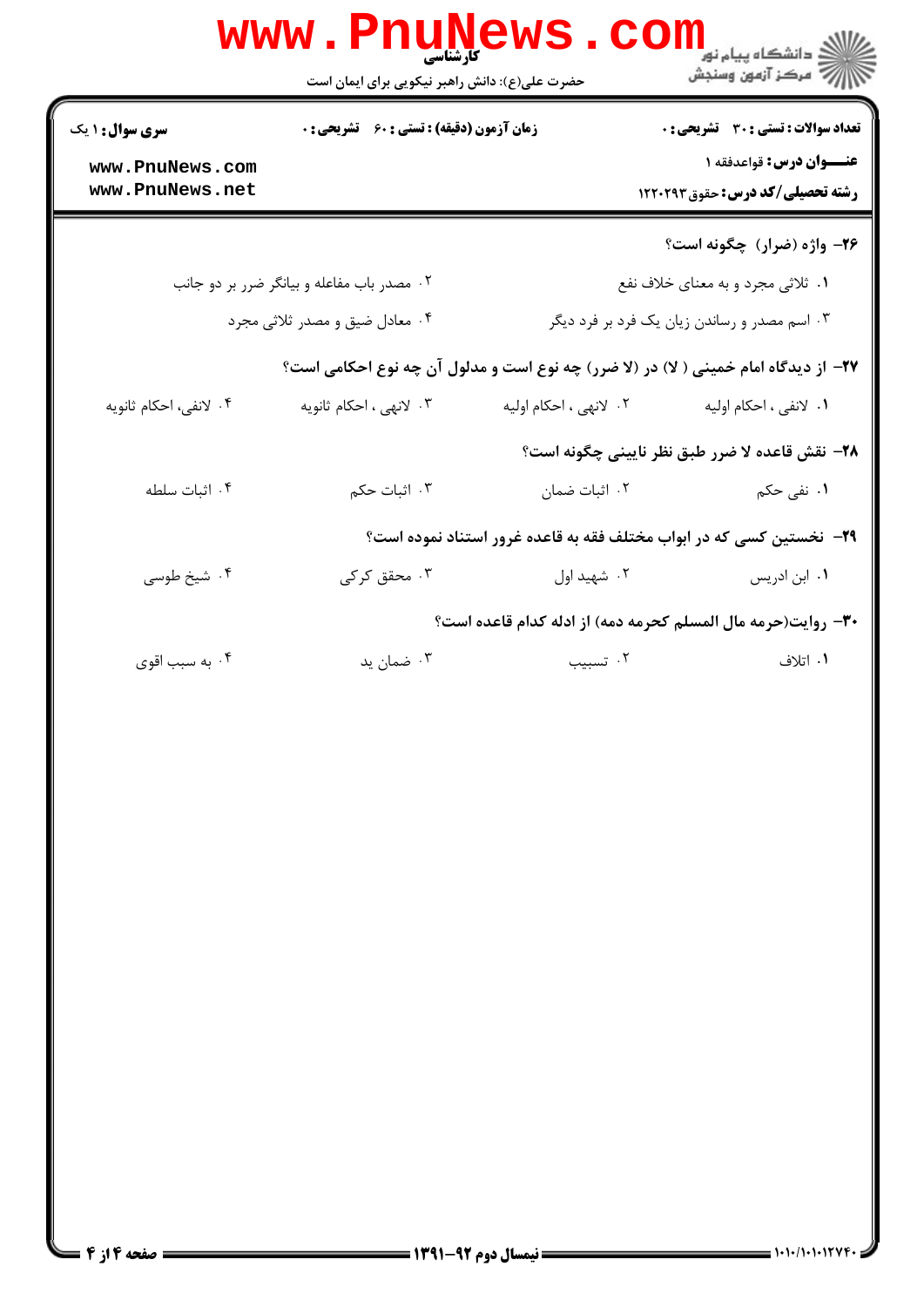سری سوال: ۱ یک

زمان آزمون (دقیقه) : تستی : ۶۰ تشریحی : ۰

تعداد سوالات : تستی : ۳۰ تشریحی : ۰

عنـــوان درس: قواعدفقه ۱

رشته تحصیلی/کد درس: حقوق ۱۲۲۰۲۹۳

**۲۶- واژه (ضرار) چگونه است؟**

۱. ثلاثی مجرد و به معنای خلاف نفع

۲. مصدر باب مفاعله و بیانگر ضرر بر دو جانب

۳. اسم مصدر و رساندن زیان یک فرد بر فرد دیگر

۴. معادل ضیق و مصدر ثلاثی مجرد

**۲۷- از دیدگاه امام خمینی ( لا) در (لا ضرر) چه نوع است و مدلول آن چه نوع احکامی است؟**

۱. لانفی ، احکام اولیه

۲. لانهی ، احکام اولیه

۳. لانهی ، احکام ثانویه

۴. لانفی، احکام ثانویه

**۲۸- نقش قاعده لا ضرر طبق نظر نایینی چگونه است؟**

۱. نفی حکم

۲. اثبات ضمان

۳. اثبات حکم

۴. اثبات سلطه

**۲۹- نخستین کسی که در ابواب مختلف فقه به قاعده غرور استناد نموده است؟**

۱. ابن ادریس

۲. شهید اول

۳. محقق کرکی

۴. شیخ طوسی

**۳۰- روایت(حرمه مال المسلم کحرمه دمه) از ادله کدام قاعده است؟**

۱. اتلاف

۲. تسبیب

۳. ضمان ید

۴. به سبب اقوی